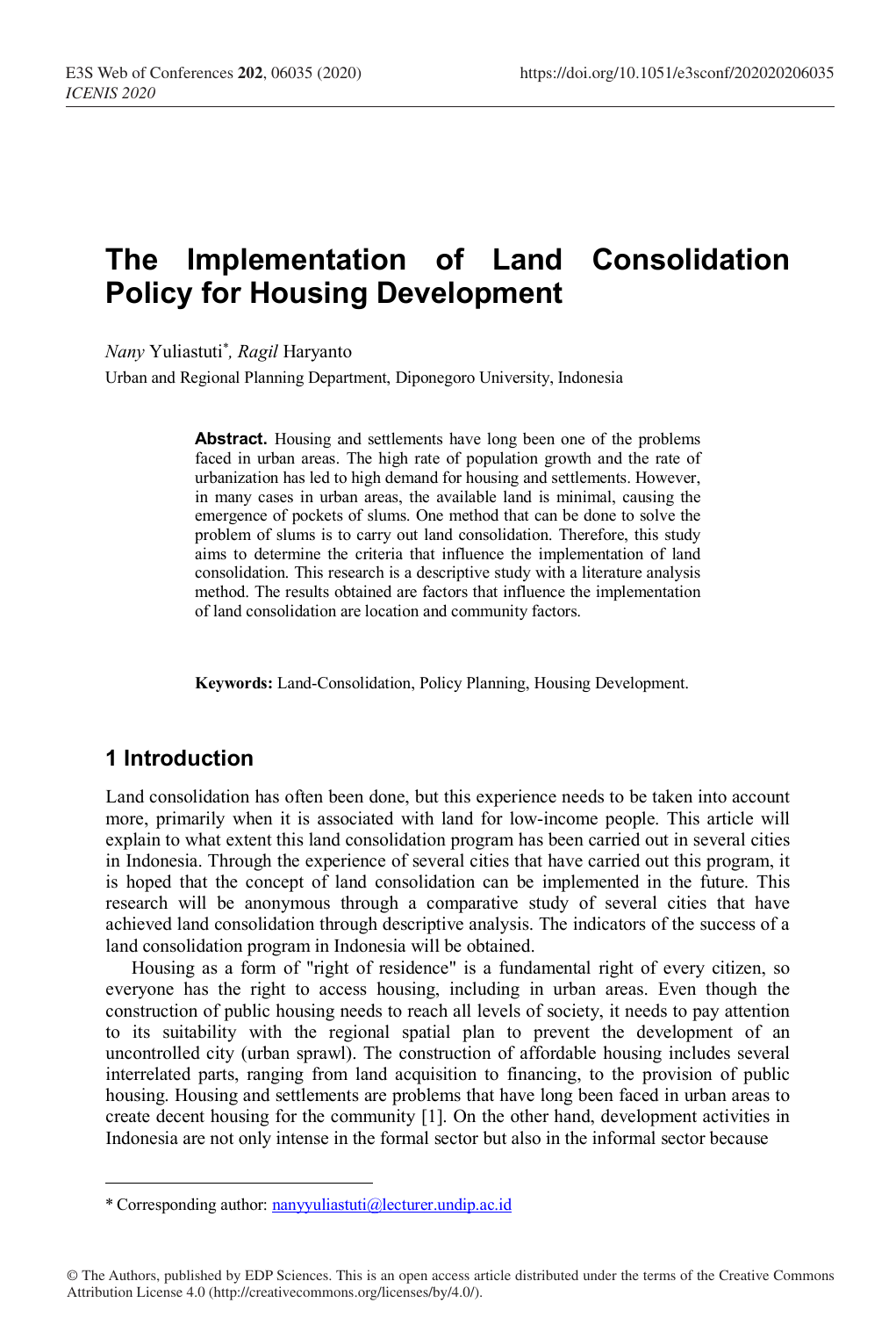# The Implementation of Land Consolidation Policy for Housing Development

*Nany* Yuliastuti[*], *Ragil* Haryanto

Urban and Regional Planning Department, Diponegoro University, Indonesia

> **Abstract.** Housing and settlements have long been one of the problems faced in urban areas. The high rate of population growth and the rate of urbanization has led to high demand for housing and settlements. However, in many cases in urban areas, the available land is minimal, causing the emergence of pockets of slums. One method that can be done to solve the problem of slums is to carry out land consolidation. Therefore, this study aims to determine the criteria that influence the implementation of land consolidation. This research is a descriptive study with a literature analysis method. The results obtained are factors that influence the implementation of land consolidation are location and community factors.
>
> **Keywords:** Land-Consolidation, Policy Planning, Housing Development.

## 1 Introduction

Land consolidation has often been done, but this experience needs to be taken into account more, primarily when it is associated with land for low-income people. This article will explain to what extent this land consolidation program has been carried out in several cities in Indonesia. Through the experience of several cities that have carried out this program, it is hoped that the concept of land consolidation can be implemented in the future. This research will be anonymous through a comparative study of several cities that have achieved land consolidation through descriptive analysis. The indicators of the success of a land consolidation program in Indonesia will be obtained.

Housing as a form of "right of residence" is a fundamental right of every citizen, so everyone has the right to access housing, including in urban areas. Even though the construction of public housing needs to reach all levels of society, it needs to pay attention to its suitability with the regional spatial plan to prevent the development of an uncontrolled city (urban sprawl). The construction of affordable housing includes several interrelated parts, ranging from land acquisition to financing, to the provision of public housing. Housing and settlements are problems that have long been faced in urban areas to create decent housing for the community [1]. On the other hand, development activities in Indonesia are not only intense in the formal sector but also in the informal sector because

---

[*] Corresponding author: nanyyuliastuti@lecturer.undip.ac.id

© The Authors, published by EDP Sciences. This is an open access article distributed under the terms of the Creative Commons Attribution License 4.0 (http://creativecommons.org/licenses/by/4.0/).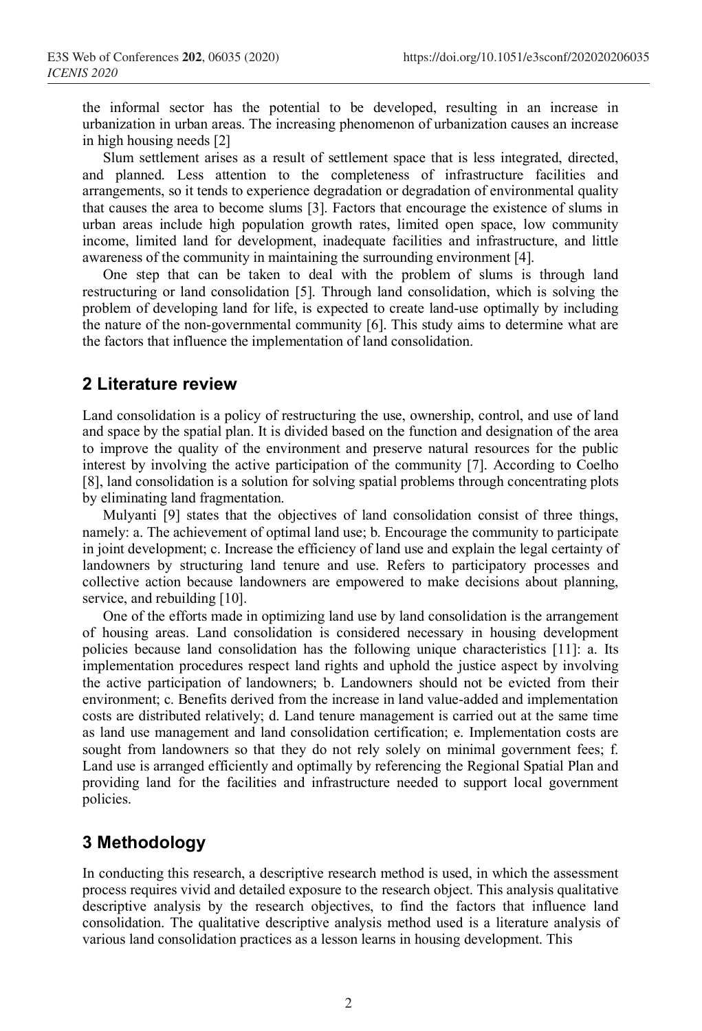the informal sector has the potential to be developed, resulting in an increase in urbanization in urban areas. The increasing phenomenon of urbanization causes an increase in high housing needs [2]

Slum settlement arises as a result of settlement space that is less integrated, directed, and planned. Less attention to the completeness of infrastructure facilities and arrangements, so it tends to experience degradation or degradation of environmental quality that causes the area to become slums [3]. Factors that encourage the existence of slums in urban areas include high population growth rates, limited open space, low community income, limited land for development, inadequate facilities and infrastructure, and little awareness of the community in maintaining the surrounding environment [4].

One step that can be taken to deal with the problem of slums is through land restructuring or land consolidation [5]. Through land consolidation, which is solving the problem of developing land for life, is expected to create land-use optimally by including the nature of the non-governmental community [6]. This study aims to determine what are the factors that influence the implementation of land consolidation.

## 2 Literature review

Land consolidation is a policy of restructuring the use, ownership, control, and use of land and space by the spatial plan. It is divided based on the function and designation of the area to improve the quality of the environment and preserve natural resources for the public interest by involving the active participation of the community [7]. According to Coelho [8], land consolidation is a solution for solving spatial problems through concentrating plots by eliminating land fragmentation.

Mulyanti [9] states that the objectives of land consolidation consist of three things, namely: a. The achievement of optimal land use; b. Encourage the community to participate in joint development; c. Increase the efficiency of land use and explain the legal certainty of landowners by structuring land tenure and use. Refers to participatory processes and collective action because landowners are empowered to make decisions about planning, service, and rebuilding [10].

One of the efforts made in optimizing land use by land consolidation is the arrangement of housing areas. Land consolidation is considered necessary in housing development policies because land consolidation has the following unique characteristics [11]: a. Its implementation procedures respect land rights and uphold the justice aspect by involving the active participation of landowners; b. Landowners should not be evicted from their environment; c. Benefits derived from the increase in land value-added and implementation costs are distributed relatively; d. Land tenure management is carried out at the same time as land use management and land consolidation certification; e. Implementation costs are sought from landowners so that they do not rely solely on minimal government fees; f. Land use is arranged efficiently and optimally by referencing the Regional Spatial Plan and providing land for the facilities and infrastructure needed to support local government policies.

## 3 Methodology

In conducting this research, a descriptive research method is used, in which the assessment process requires vivid and detailed exposure to the research object. This analysis qualitative descriptive analysis by the research objectives, to find the factors that influence land consolidation. The qualitative descriptive analysis method used is a literature analysis of various land consolidation practices as a lesson learns in housing development. This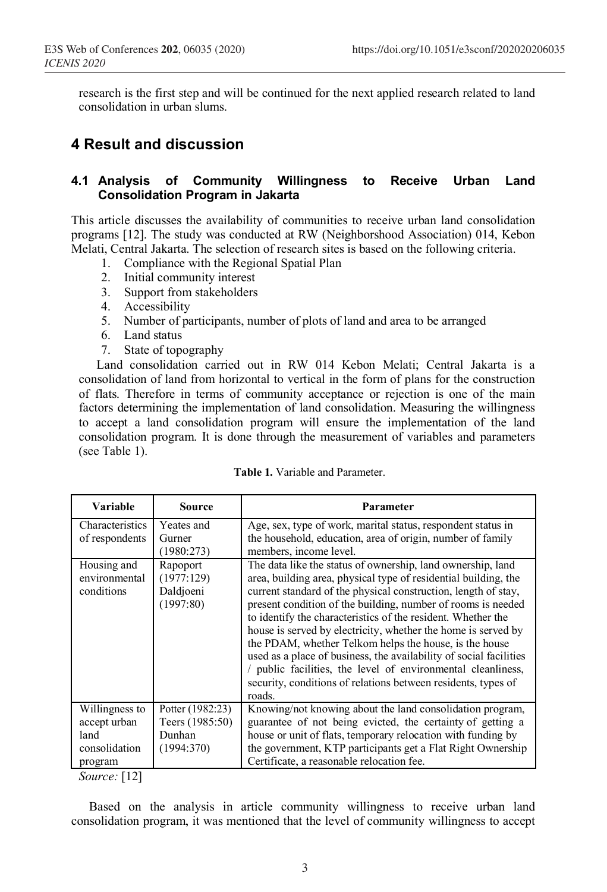research is the first step and will be continued for the next applied research related to land consolidation in urban slums.

## 4 Result and discussion

### 4.1 Analysis of Community Willingness to Receive Urban Land Consolidation Program in Jakarta

This article discusses the availability of communities to receive urban land consolidation programs [12]. The study was conducted at RW (Neighborshood Association) 014, Kebon Melati, Central Jakarta. The selection of research sites is based on the following criteria.

1. Compliance with the Regional Spatial Plan
2. Initial community interest
3. Support from stakeholders
4. Accessibility
5. Number of participants, number of plots of land and area to be arranged
6. Land status
7. State of topography

Land consolidation carried out in RW 014 Kebon Melati; Central Jakarta is a consolidation of land from horizontal to vertical in the form of plans for the construction of flats. Therefore in terms of community acceptance or rejection is one of the main factors determining the implementation of land consolidation. Measuring the willingness to accept a land consolidation program will ensure the implementation of the land consolidation program. It is done through the measurement of variables and parameters (see Table 1).

**Table 1.** Variable and Parameter.

| Variable | Source | Parameter |
|---|---|---|
| Characteristics of respondents | Yeates and Gurner (1980:273) | Age, sex, type of work, marital status, respondent status in the household, education, area of origin, number of family members, income level. |
| Housing and environmental conditions | Rapoport (1977:129) Daldjoeni (1997:80) | The data like the status of ownership, land ownership, land area, building area, physical type of residential building, the current standard of the physical construction, length of stay, present condition of the building, number of rooms is needed to identify the characteristics of the resident. Whether the house is served by electricity, whether the home is served by the PDAM, whether Telkom helps the house, is the house used as a place of business, the availability of social facilities / public facilities, the level of environmental cleanliness, security, conditions of relations between residents, types of roads. |
| Willingness to accept urban land consolidation program | Potter (1982:23) Teers (1985:50) Dunhan (1994:370) | Knowing/not knowing about the land consolidation program, guarantee of not being evicted, the certainty of getting a house or unit of flats, temporary relocation with funding by the government, KTP participants get a Flat Right Ownership Certificate, a reasonable relocation fee. |

*Source:* [12]

Based on the analysis in article community willingness to receive urban land consolidation program, it was mentioned that the level of community willingness to accept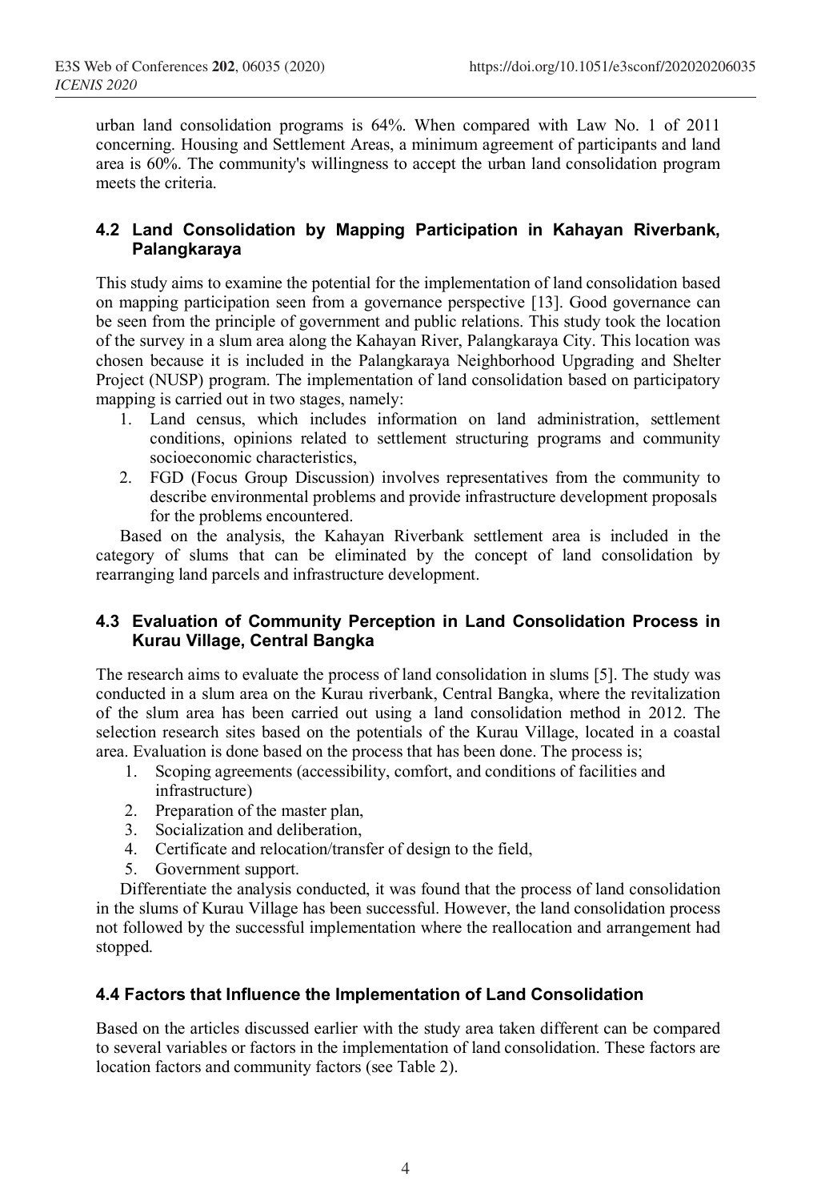urban land consolidation programs is 64%. When compared with Law No. 1 of 2011 concerning. Housing and Settlement Areas, a minimum agreement of participants and land area is 60%. The community's willingness to accept the urban land consolidation program meets the criteria.

### 4.2 Land Consolidation by Mapping Participation in Kahayan Riverbank, Palangkaraya

This study aims to examine the potential for the implementation of land consolidation based on mapping participation seen from a governance perspective [13]. Good governance can be seen from the principle of government and public relations. This study took the location of the survey in a slum area along the Kahayan River, Palangkaraya City. This location was chosen because it is included in the Palangkaraya Neighborhood Upgrading and Shelter Project (NUSP) program. The implementation of land consolidation based on participatory mapping is carried out in two stages, namely:

1. Land census, which includes information on land administration, settlement conditions, opinions related to settlement structuring programs and community socioeconomic characteristics,
2. FGD (Focus Group Discussion) involves representatives from the community to describe environmental problems and provide infrastructure development proposals for the problems encountered.

Based on the analysis, the Kahayan Riverbank settlement area is included in the category of slums that can be eliminated by the concept of land consolidation by rearranging land parcels and infrastructure development.

### 4.3 Evaluation of Community Perception in Land Consolidation Process in Kurau Village, Central Bangka

The research aims to evaluate the process of land consolidation in slums [5]. The study was conducted in a slum area on the Kurau riverbank, Central Bangka, where the revitalization of the slum area has been carried out using a land consolidation method in 2012. The selection research sites based on the potentials of the Kurau Village, located in a coastal area. Evaluation is done based on the process that has been done. The process is;

1. Scoping agreements (accessibility, comfort, and conditions of facilities and infrastructure)
2. Preparation of the master plan,
3. Socialization and deliberation,
4. Certificate and relocation/transfer of design to the field,
5. Government support.

Differentiate the analysis conducted, it was found that the process of land consolidation in the slums of Kurau Village has been successful. However, the land consolidation process not followed by the successful implementation where the reallocation and arrangement had stopped.

### 4.4 Factors that Influence the Implementation of Land Consolidation

Based on the articles discussed earlier with the study area taken different can be compared to several variables or factors in the implementation of land consolidation. These factors are location factors and community factors (see Table 2).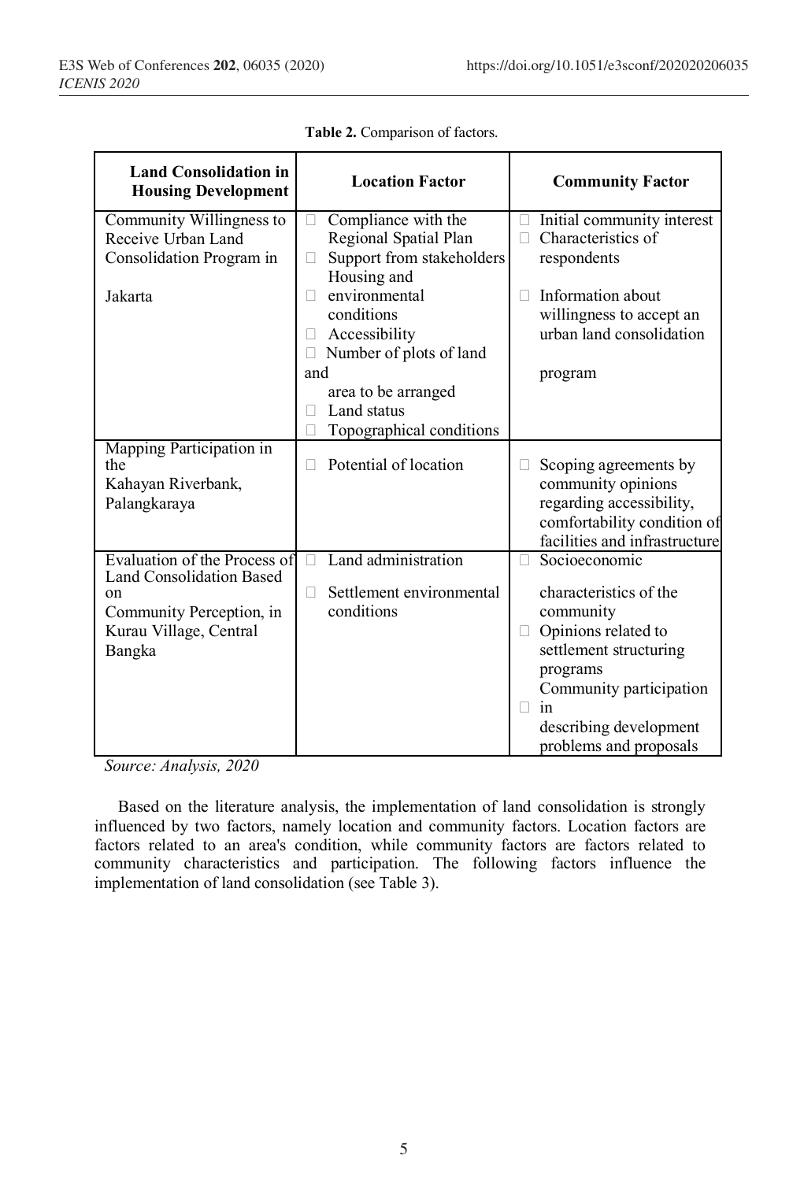**Table 2.** Comparison of factors.

| Land Consolidation in Housing Development | Location Factor | Community Factor |
|---|---|---|
| Community Willingness to Receive Urban Land Consolidation Program in Jakarta | Compliance with the Regional Spatial Plan; Support from stakeholders; Housing and environmental conditions; Accessibility; Number of plots of land and area to be arranged; Land status; Topographical conditions | Initial community interest; Characteristics of respondents; Information about willingness to accept an urban land consolidation program |
| Mapping Participation in the Kahayan Riverbank, Palangkaraya | Potential of location | Scoping agreements by community opinions regarding accessibility, comfortability condition of facilities and infrastructure |
| Evaluation of the Process of Land Consolidation Based on Community Perception, in Kurau Village, Central Bangka | Land administration; Settlement environmental conditions | Socioeconomic characteristics of the community; Opinions related to settlement structuring programs; Community participation in describing development problems and proposals |

*Source: Analysis, 2020*

Based on the literature analysis, the implementation of land consolidation is strongly influenced by two factors, namely location and community factors. Location factors are factors related to an area's condition, while community factors are factors related to community characteristics and participation. The following factors influence the implementation of land consolidation (see Table 3).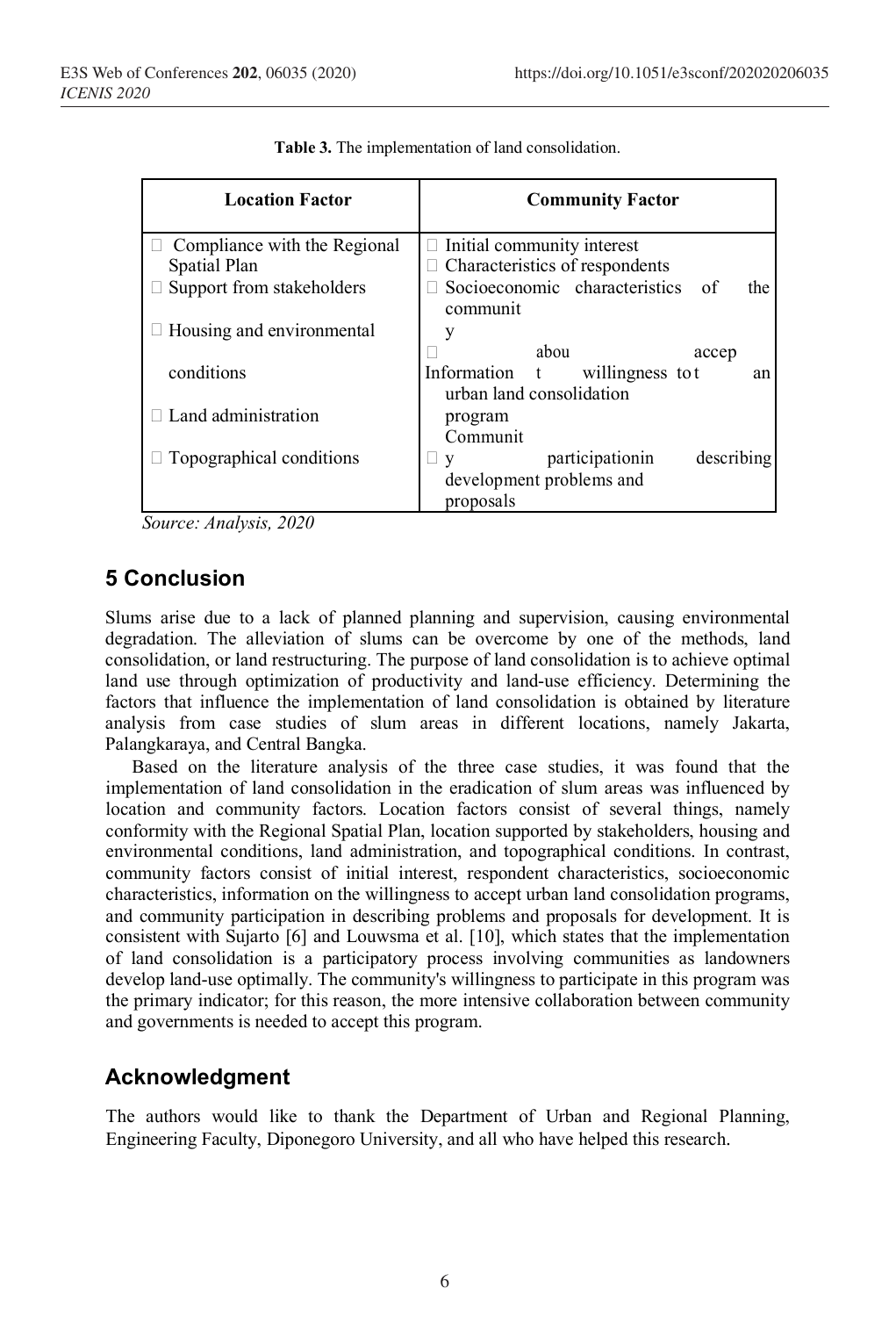**Table 3.** The implementation of land consolidation.

| Location Factor | Community Factor |
|---|---|
| Compliance with the Regional Spatial Plan<br>Support from stakeholders<br>Housing and environmental conditions<br>Land administration<br>Topographical conditions | Initial community interest<br>Characteristics of respondents<br>Socioeconomic characteristics of the community<br>Information about willingness to accept an urban land consolidation program<br>Community participation in describing development problems and proposals |

*Source: Analysis, 2020*

## 5 Conclusion

Slums arise due to a lack of planned planning and supervision, causing environmental degradation. The alleviation of slums can be overcome by one of the methods, land consolidation, or land restructuring. The purpose of land consolidation is to achieve optimal land use through optimization of productivity and land-use efficiency. Determining the factors that influence the implementation of land consolidation is obtained by literature analysis from case studies of slum areas in different locations, namely Jakarta, Palangkaraya, and Central Bangka.

Based on the literature analysis of the three case studies, it was found that the implementation of land consolidation in the eradication of slum areas was influenced by location and community factors. Location factors consist of several things, namely conformity with the Regional Spatial Plan, location supported by stakeholders, housing and environmental conditions, land administration, and topographical conditions. In contrast, community factors consist of initial interest, respondent characteristics, socioeconomic characteristics, information on the willingness to accept urban land consolidation programs, and community participation in describing problems and proposals for development. It is consistent with Sujarto [6] and Louwsma et al. [10], which states that the implementation of land consolidation is a participatory process involving communities as landowners develop land-use optimally. The community's willingness to participate in this program was the primary indicator; for this reason, the more intensive collaboration between community and governments is needed to accept this program.

## Acknowledgment

The authors would like to thank the Department of Urban and Regional Planning, Engineering Faculty, Diponegoro University, and all who have helped this research.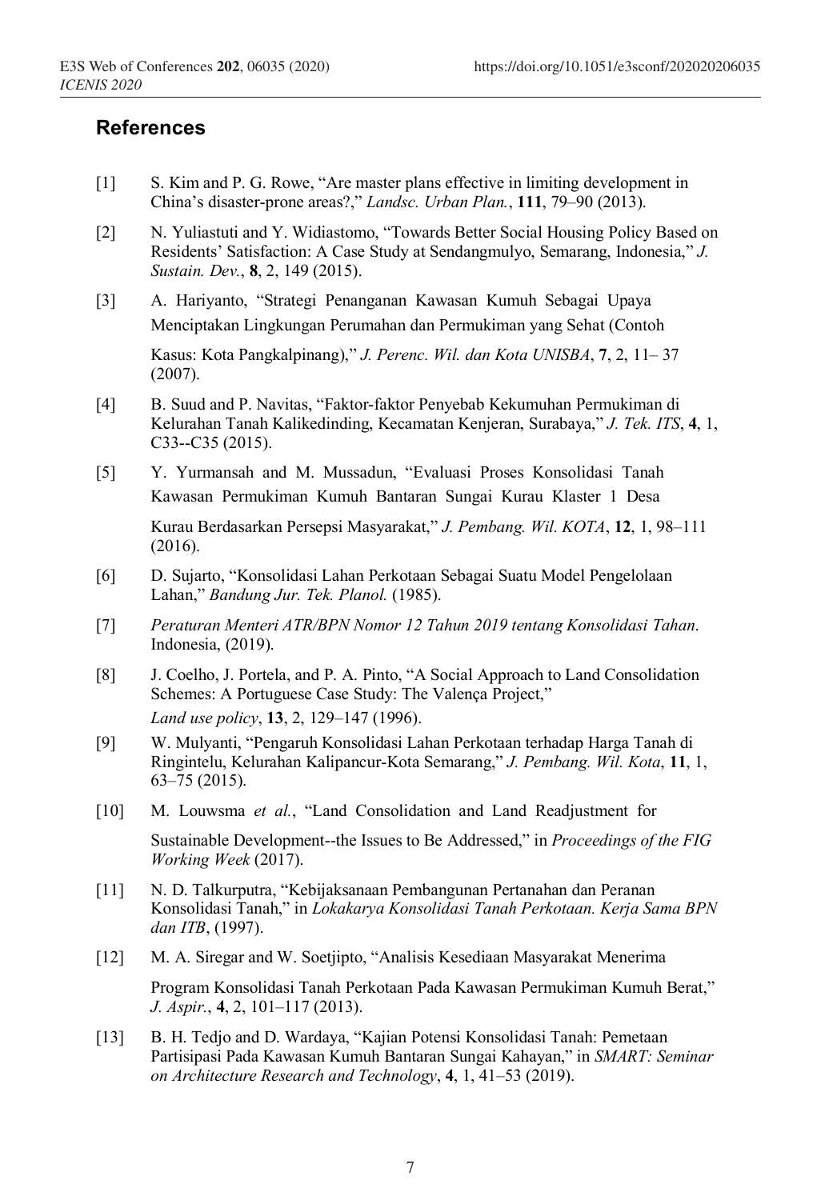## References

[1] S. Kim and P. G. Rowe, “Are master plans effective in limiting development in China’s disaster-prone areas?,” *Landsc. Urban Plan.*, **111**, 79–90 (2013).

[2] N. Yuliastuti and Y. Widiastomo, “Towards Better Social Housing Policy Based on Residents’ Satisfaction: A Case Study at Sendangmulyo, Semarang, Indonesia,” *J. Sustain. Dev.*, **8**, 2, 149 (2015).

[3] A. Hariyanto, “Strategi Penanganan Kawasan Kumuh Sebagai Upaya Menciptakan Lingkungan Perumahan dan Permukiman yang Sehat (Contoh Kasus: Kota Pangkalpinang),” *J. Perenc. Wil. dan Kota UNISBA*, **7**, 2, 11– 37 (2007).

[4] B. Suud and P. Navitas, “Faktor-faktor Penyebab Kekumuhan Permukiman di Kelurahan Tanah Kalikedinding, Kecamatan Kenjeran, Surabaya,” *J. Tek. ITS*, **4**, 1, C33--C35 (2015).

[5] Y. Yurmansah and M. Mussadun, “Evaluasi Proses Konsolidasi Tanah Kawasan Permukiman Kumuh Bantaran Sungai Kurau Klaster 1 Desa Kurau Berdasarkan Persepsi Masyarakat,” *J. Pembang. Wil. KOTA*, **12**, 1, 98–111 (2016).

[6] D. Sujarto, “Konsolidasi Lahan Perkotaan Sebagai Suatu Model Pengelolaan Lahan,” *Bandung Jur. Tek. Planol.* (1985).

[7] *Peraturan Menteri ATR/BPN Nomor 12 Tahun 2019 tentang Konsolidasi Tahan*. Indonesia, (2019).

[8] J. Coelho, J. Portela, and P. A. Pinto, “A Social Approach to Land Consolidation Schemes: A Portuguese Case Study: The Valença Project,” *Land use policy*, **13**, 2, 129–147 (1996).

[9] W. Mulyanti, “Pengaruh Konsolidasi Lahan Perkotaan terhadap Harga Tanah di Ringintelu, Kelurahan Kalipancur-Kota Semarang,” *J. Pembang. Wil. Kota*, **11**, 1, 63–75 (2015).

[10] M. Louwsma *et al.*, “Land Consolidation and Land Readjustment for Sustainable Development--the Issues to Be Addressed,” in *Proceedings of the FIG Working Week* (2017).

[11] N. D. Talkurputra, “Kebijaksanaan Pembangunan Pertanahan dan Peranan Konsolidasi Tanah,” in *Lokakarya Konsolidasi Tanah Perkotaan. Kerja Sama BPN dan ITB*, (1997).

[12] M. A. Siregar and W. Soetjipto, “Analisis Kesediaan Masyarakat Menerima Program Konsolidasi Tanah Perkotaan Pada Kawasan Permukiman Kumuh Berat,” *J. Aspir.*, **4**, 2, 101–117 (2013).

[13] B. H. Tedjo and D. Wardaya, “Kajian Potensi Konsolidasi Tanah: Pemetaan Partisipasi Pada Kawasan Kumuh Bantaran Sungai Kahayan,” in *SMART: Seminar on Architecture Research and Technology*, **4**, 1, 41–53 (2019).